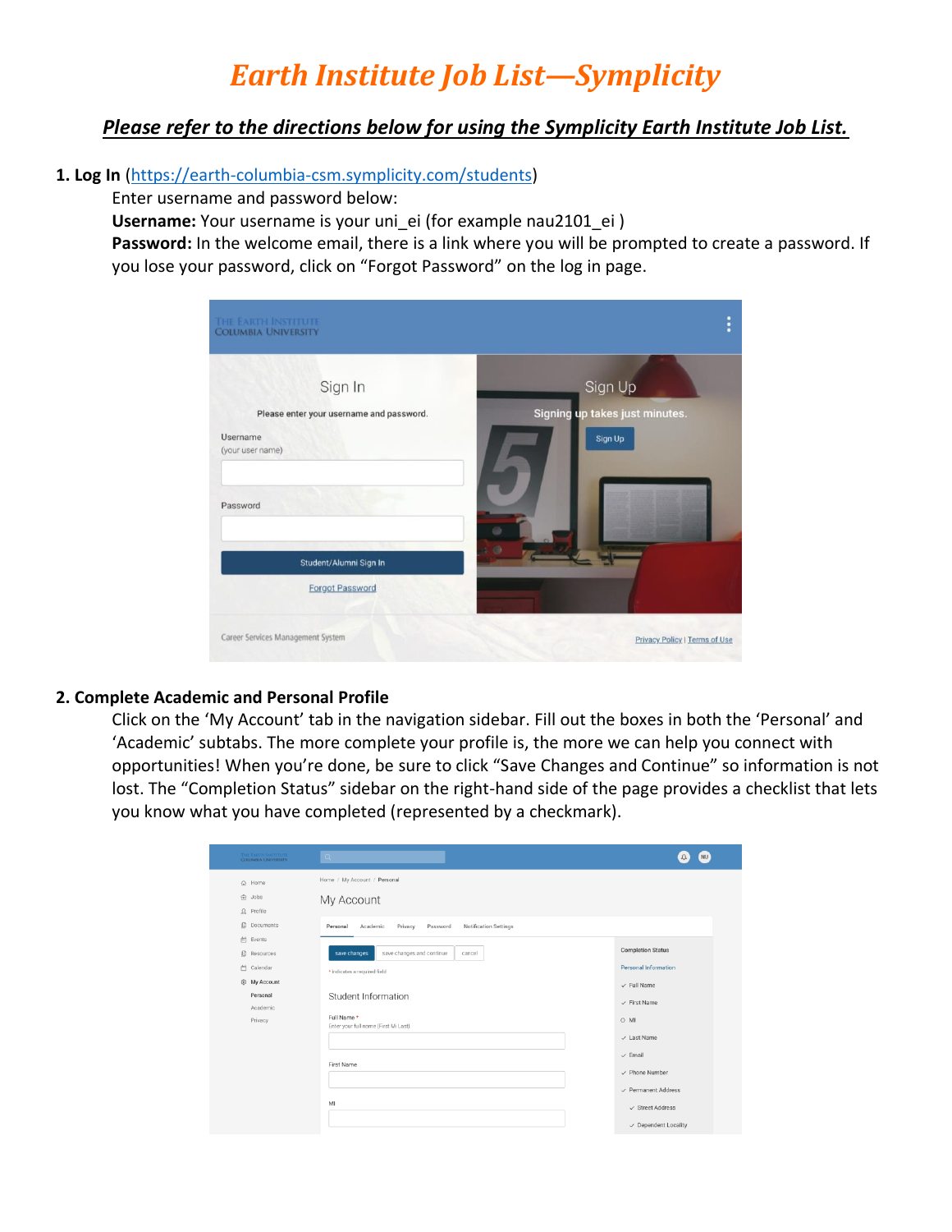# *Earth Institute Job List—Symplicity*

***Please refer to the directions below for using the Symplicity Earth Institute Job List.***

**1. Log In** (https://earth-columbia-csm.symplicity.com/students)

Enter username and password below:

**Username:** Your username is your uni_ei (for example nau2101_ei )

**Password:** In the welcome email, there is a link where you will be prompted to create a password. If you lose your password, click on "Forgot Password" on the log in page.

**2. Complete Academic and Personal Profile**

Click on the 'My Account' tab in the navigation sidebar. Fill out the boxes in both the 'Personal' and 'Academic' subtabs. The more complete your profile is, the more we can help you connect with opportunities! When you're done, be sure to click "Save Changes and Continue" so information is not lost. The "Completion Status" sidebar on the right-hand side of the page provides a checklist that lets you know what you have completed (represented by a checkmark).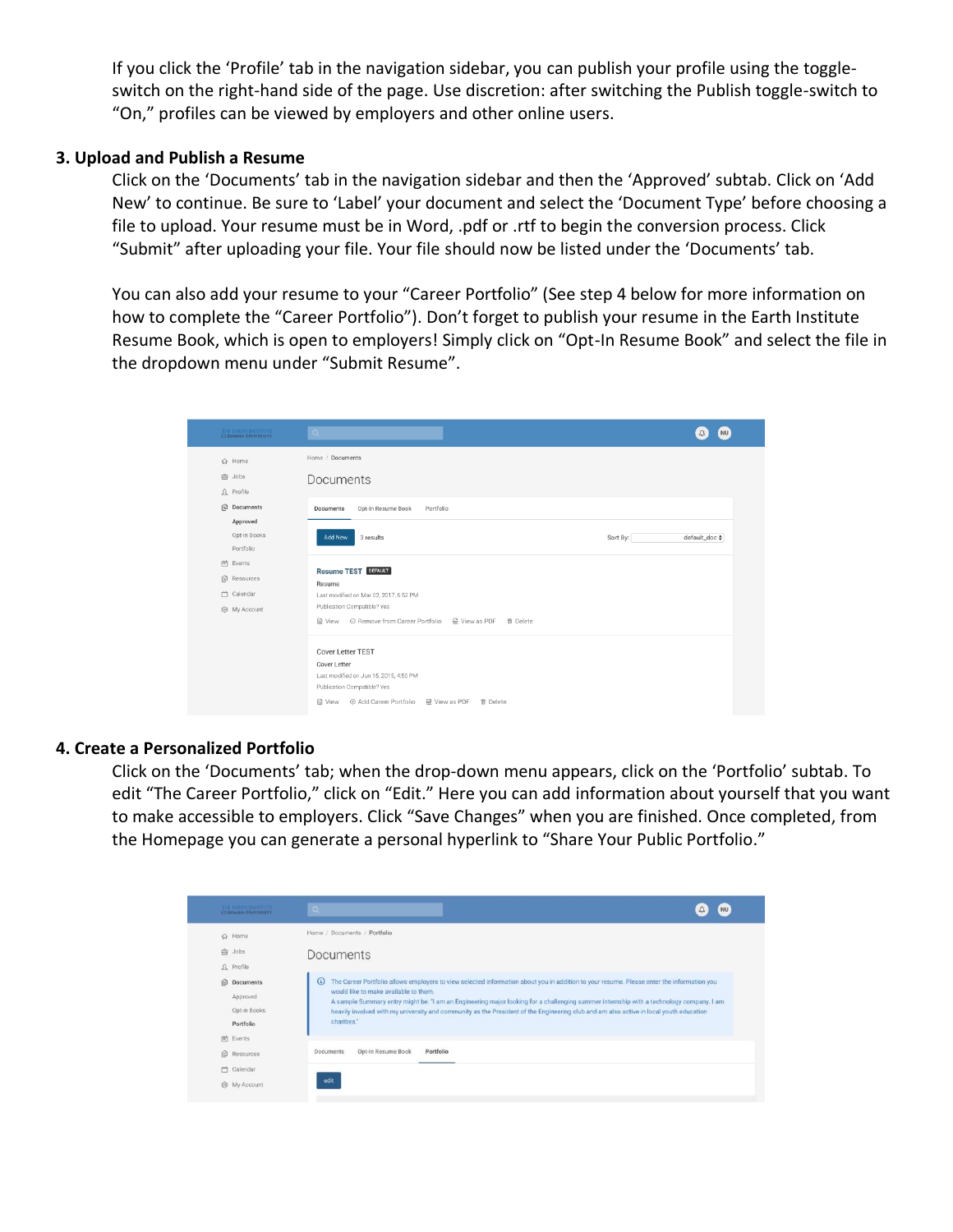If you click the 'Profile' tab in the navigation sidebar, you can publish your profile using the toggle-switch on the right-hand side of the page. Use discretion: after switching the Publish toggle-switch to "On," profiles can be viewed by employers and other online users.

**3. Upload and Publish a Resume**

Click on the 'Documents' tab in the navigation sidebar and then the 'Approved' subtab. Click on 'Add New' to continue. Be sure to 'Label' your document and select the 'Document Type' before choosing a file to upload. Your resume must be in Word, .pdf or .rtf to begin the conversion process. Click "Submit" after uploading your file. Your file should now be listed under the 'Documents' tab.

You can also add your resume to your "Career Portfolio" (See step 4 below for more information on how to complete the "Career Portfolio"). Don't forget to publish your resume in the Earth Institute Resume Book, which is open to employers! Simply click on "Opt-In Resume Book" and select the file in the dropdown menu under "Submit Resume".

**4. Create a Personalized Portfolio**

Click on the 'Documents' tab; when the drop-down menu appears, click on the 'Portfolio' subtab. To edit "The Career Portfolio," click on "Edit." Here you can add information about yourself that you want to make accessible to employers. Click "Save Changes" when you are finished. Once completed, from the Homepage you can generate a personal hyperlink to "Share Your Public Portfolio."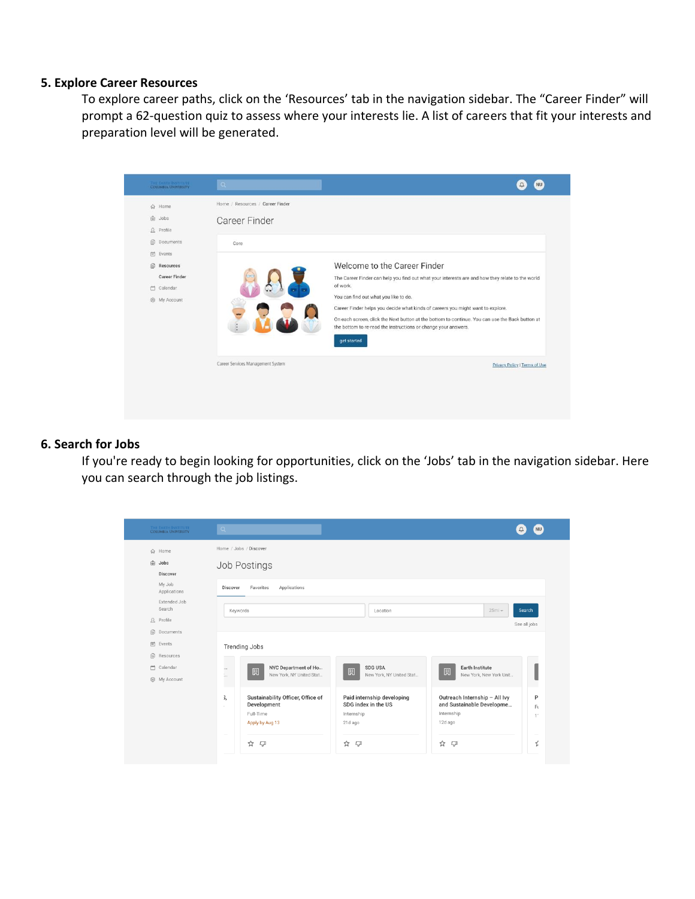### 5. Explore Career Resources

To explore career paths, click on the 'Resources' tab in the navigation sidebar. The "Career Finder" will prompt a 62-question quiz to assess where your interests lie. A list of careers that fit your interests and preparation level will be generated.

### 6. Search for Jobs

If you're ready to begin looking for opportunities, click on the 'Jobs' tab in the navigation sidebar. Here you can search through the job listings.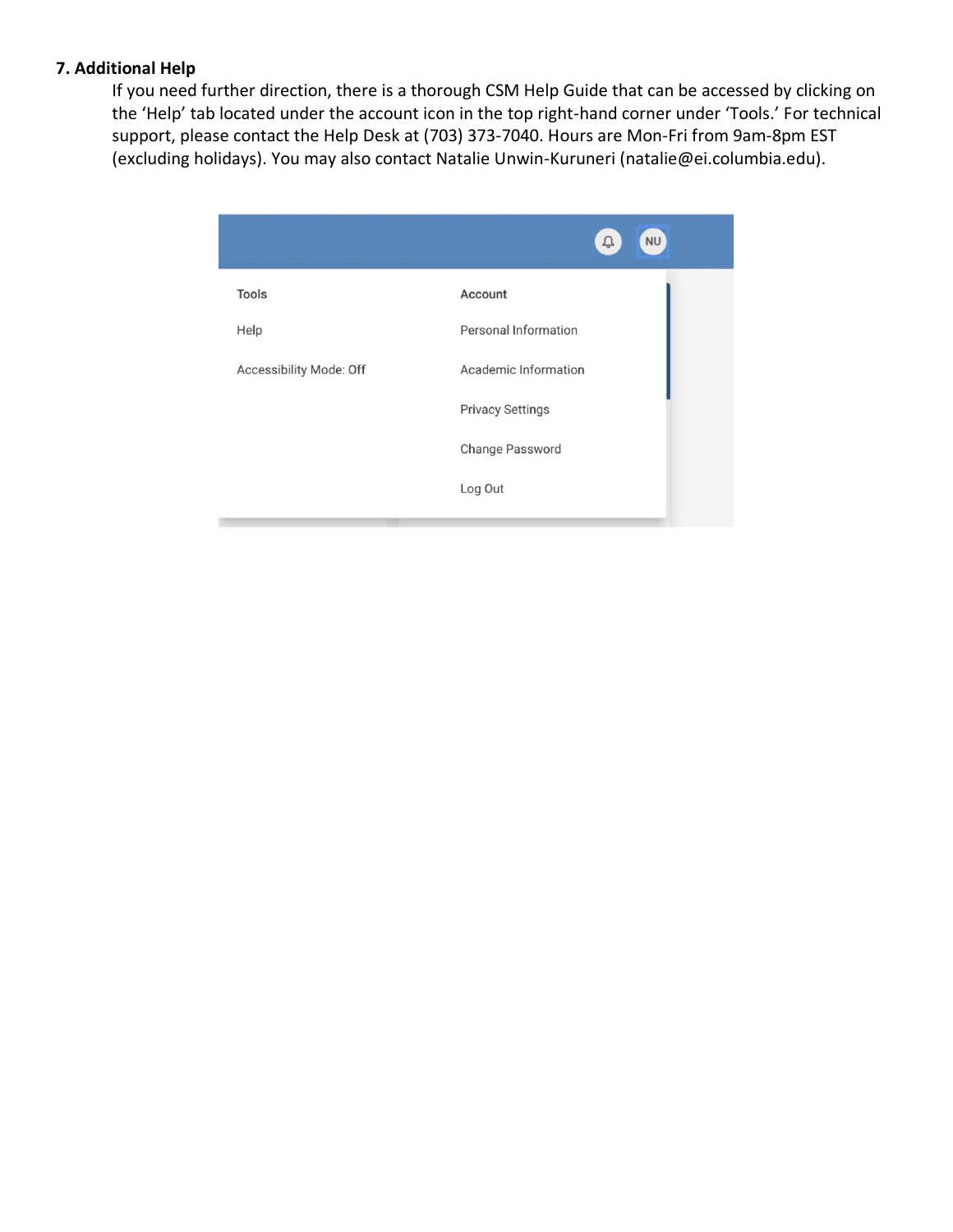**7. Additional Help**

If you need further direction, there is a thorough CSM Help Guide that can be accessed by clicking on the 'Help' tab located under the account icon in the top right-hand corner under 'Tools.' For technical support, please contact the Help Desk at (703) 373-7040. Hours are Mon-Fri from 9am-8pm EST (excluding holidays). You may also contact Natalie Unwin-Kuruneri (natalie@ei.columbia.edu).